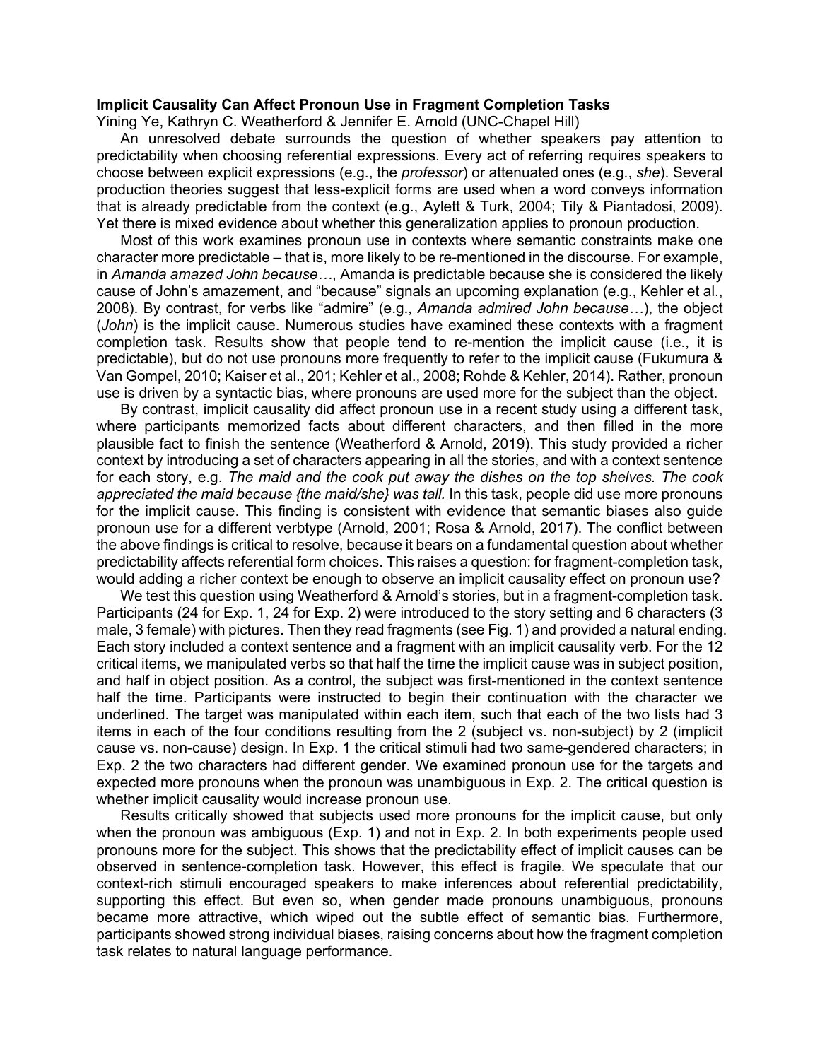**Implicit Causality Can Affect Pronoun Use in Fragment Completion Tasks**

Yining Ye, Kathryn C. Weatherford & Jennifer E. Arnold (UNC-Chapel Hill)

An unresolved debate surrounds the question of whether speakers pay attention to predictability when choosing referential expressions. Every act of referring requires speakers to choose between explicit expressions (e.g., the *professor*) or attenuated ones (e.g., *she*). Several production theories suggest that less-explicit forms are used when a word conveys information that is already predictable from the context (e.g., Aylett & Turk, 2004; Tily & Piantadosi, 2009). Yet there is mixed evidence about whether this generalization applies to pronoun production.

Most of this work examines pronoun use in contexts where semantic constraints make one character more predictable – that is, more likely to be re-mentioned in the discourse. For example, in *Amanda amazed John because…*, Amanda is predictable because she is considered the likely cause of John's amazement, and "because" signals an upcoming explanation (e.g., Kehler et al., 2008). By contrast, for verbs like "admire" (e.g., *Amanda admired John because…*), the object (*John*) is the implicit cause. Numerous studies have examined these contexts with a fragment completion task. Results show that people tend to re-mention the implicit cause (i.e., it is predictable), but do not use pronouns more frequently to refer to the implicit cause (Fukumura & Van Gompel, 2010; Kaiser et al., 201; Kehler et al., 2008; Rohde & Kehler, 2014). Rather, pronoun use is driven by a syntactic bias, where pronouns are used more for the subject than the object.

By contrast, implicit causality did affect pronoun use in a recent study using a different task, where participants memorized facts about different characters, and then filled in the more plausible fact to finish the sentence (Weatherford & Arnold, 2019). This study provided a richer context by introducing a set of characters appearing in all the stories, and with a context sentence for each story, e.g. *The maid and the cook put away the dishes on the top shelves. The cook appreciated the maid because {the maid/she} was tall.* In this task, people did use more pronouns for the implicit cause. This finding is consistent with evidence that semantic biases also guide pronoun use for a different verbtype (Arnold, 2001; Rosa & Arnold, 2017). The conflict between the above findings is critical to resolve, because it bears on a fundamental question about whether predictability affects referential form choices. This raises a question: for fragment-completion task, would adding a richer context be enough to observe an implicit causality effect on pronoun use?

We test this question using Weatherford & Arnold's stories, but in a fragment-completion task. Participants (24 for Exp. 1, 24 for Exp. 2) were introduced to the story setting and 6 characters (3 male, 3 female) with pictures. Then they read fragments (see Fig. 1) and provided a natural ending. Each story included a context sentence and a fragment with an implicit causality verb. For the 12 critical items, we manipulated verbs so that half the time the implicit cause was in subject position, and half in object position. As a control, the subject was first-mentioned in the context sentence half the time. Participants were instructed to begin their continuation with the character we underlined. The target was manipulated within each item, such that each of the two lists had 3 items in each of the four conditions resulting from the 2 (subject vs. non-subject) by 2 (implicit cause vs. non-cause) design. In Exp. 1 the critical stimuli had two same-gendered characters; in Exp. 2 the two characters had different gender. We examined pronoun use for the targets and expected more pronouns when the pronoun was unambiguous in Exp. 2. The critical question is whether implicit causality would increase pronoun use.

Results critically showed that subjects used more pronouns for the implicit cause, but only when the pronoun was ambiguous (Exp. 1) and not in Exp. 2. In both experiments people used pronouns more for the subject. This shows that the predictability effect of implicit causes can be observed in sentence-completion task. However, this effect is fragile. We speculate that our context-rich stimuli encouraged speakers to make inferences about referential predictability, supporting this effect. But even so, when gender made pronouns unambiguous, pronouns became more attractive, which wiped out the subtle effect of semantic bias. Furthermore, participants showed strong individual biases, raising concerns about how the fragment completion task relates to natural language performance.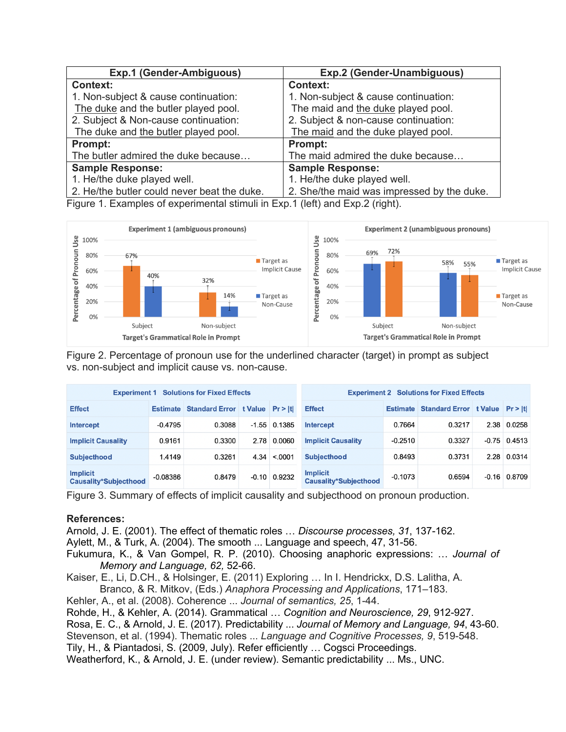| Exp.1 (Gender-Ambiguous) | Exp.2 (Gender-Unambiguous) |
|---|---|
| **Context:**<br>1. Non-subject & cause continuation:<br>The duke and the butler played pool.<br>2. Subject & Non-cause continuation:<br>The duke and the butler played pool. | **Context:**<br>1. Non-subject & cause continuation:<br>The maid and the duke played pool.<br>2. Subject & non-cause continuation:<br>The maid and the duke played pool. |
| **Prompt:**<br>The butler admired the duke because… | **Prompt:**<br>The maid admired the duke because… |
| **Sample Response:**<br>1. He/the duke played well.<br>2. He/the butler could never beat the duke. | **Sample Response:**<br>1. He/the duke played well.<br>2. She/the maid was impressed by the duke. |

Figure 1. Examples of experimental stimuli in Exp.1 (left) and Exp.2 (right).

Experiment 1 (ambiguous pronouns)

Percentage of Pronoun Use

100%
80%
60%
40%
20%
0%

67%
40%
32%
14%

Subject
Non-subject

Target's Grammatical Role in Prompt

Target as Implicit Cause
Target as Non-Cause

Experiment 2 (unambiguous pronouns)

Percentage of Pronoun Use

100%
80%
60%
40%
20%
0%

69%
72%
58%
55%

Subject
Non-subject

Target's Grammatical Role in Prompt

Target as Implicit Cause
Target as Non-Cause

Figure 2. Percentage of pronoun use for the underlined character (target) in prompt as subject vs. non-subject and implicit cause vs. non-cause.

| Experiment 1 Solutions for Fixed Effects | | | | |
|---|---|---|---|---|
| Effect | Estimate | Standard Error | t Value | Pr > \|t\| |
| Intercept | -0.4795 | 0.3088 | -1.55 | 0.1385 |
| Implicit Causality | 0.9161 | 0.3300 | 2.78 | 0.0060 |
| Subjecthood | 1.4149 | 0.3261 | 4.34 | <.0001 |
| Implicit Causality*Subjecthood | -0.08386 | 0.8479 | -0.10 | 0.9232 |

| Experiment 2 Solutions for Fixed Effects | | | | |
|---|---|---|---|---|
| Effect | Estimate | Standard Error | t Value | Pr > \|t\| |
| Intercept | 0.7664 | 0.3217 | 2.38 | 0.0258 |
| Implicit Causality | -0.2510 | 0.3327 | -0.75 | 0.4513 |
| Subjecthood | 0.8493 | 0.3731 | 2.28 | 0.0314 |
| Implicit Causality*Subjecthood | -0.1073 | 0.6594 | -0.16 | 0.8709 |

Figure 3. Summary of effects of implicit causality and subjecthood on pronoun production.

## References:

Arnold, J. E. (2001). The effect of thematic roles … *Discourse processes, 31*, 137-162.

Aylett, M., & Turk, A. (2004). The smooth ... Language and speech, 47, 31-56.

Fukumura, K., & Van Gompel, R. P. (2010). Choosing anaphoric expressions: … *Journal of Memory and Language, 62,* 52-66.

Kaiser, E., Li, D.CH., & Holsinger, E. (2011) Exploring … In I. Hendrickx, D.S. Lalitha, A. Branco, & R. Mitkov, (Eds.) *Anaphora Processing and Applications*, 171–183.

Kehler, A., et al. (2008). Coherence ... *Journal of semantics, 25*, 1-44.

Rohde, H., & Kehler, A. (2014). Grammatical … *Cognition and Neuroscience, 29*, 912-927.

Rosa, E. C., & Arnold, J. E. (2017). Predictability ... *Journal of Memory and Language, 94*, 43-60.

Stevenson, et al. (1994). Thematic roles ... *Language and Cognitive Processes, 9*, 519-548.

Tily, H., & Piantadosi, S. (2009, July). Refer efficiently … Cogsci Proceedings.

Weatherford, K., & Arnold, J. E. (under review). Semantic predictability ... Ms., UNC.